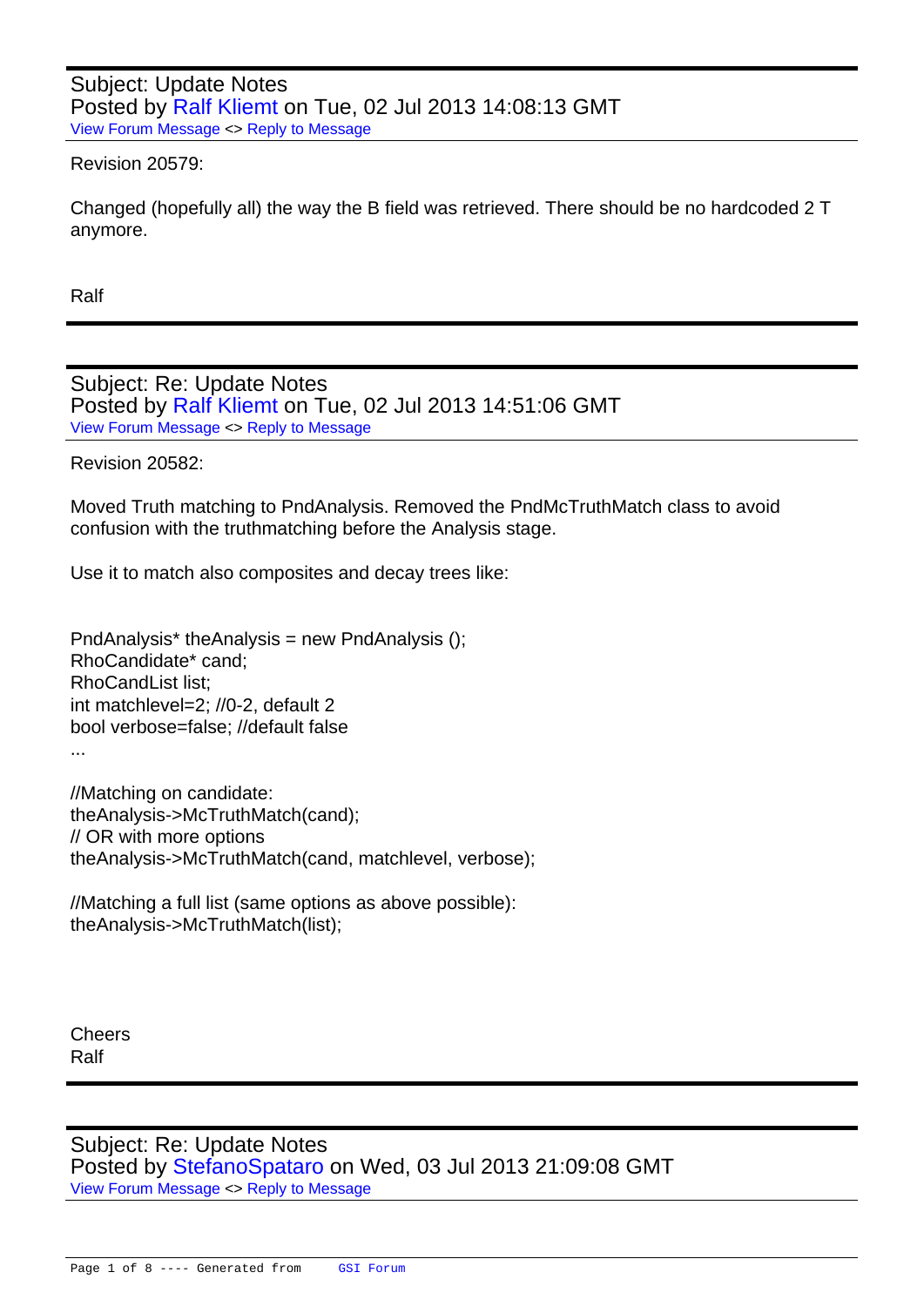Subject: Update Notes
Posted by Ralf Kliemt on Tue, 02 Jul 2013 14:08:13 GMT
View Forum Message <> Reply to Message

Revision 20579:

Changed (hopefully all) the way the B field was retrieved. There should be no hardcoded 2 T anymore.

Ralf

---

Subject: Re: Update Notes
Posted by Ralf Kliemt on Tue, 02 Jul 2013 14:51:06 GMT
View Forum Message <> Reply to Message

Revision 20582:

Moved Truth matching to PndAnalysis. Removed the PndMcTruthMatch class to avoid confusion with the truthmatching before the Analysis stage.

Use it to match also composites and decay trees like:

```
PndAnalysis* theAnalysis = new PndAnalysis ();
RhoCandidate* cand;
RhoCandList list;
int matchlevel=2; //0-2, default 2
bool verbose=false; //default false
...

//Matching on candidate:
theAnalysis->McTruthMatch(cand);
// OR with more options
theAnalysis->McTruthMatch(cand, matchlevel, verbose);

//Matching a full list (same options as above possible):
theAnalysis->McTruthMatch(list);
```

Cheers
Ralf

---

Subject: Re: Update Notes
Posted by StefanoSpataro on Wed, 03 Jul 2013 21:09:08 GMT
View Forum Message <> Reply to Message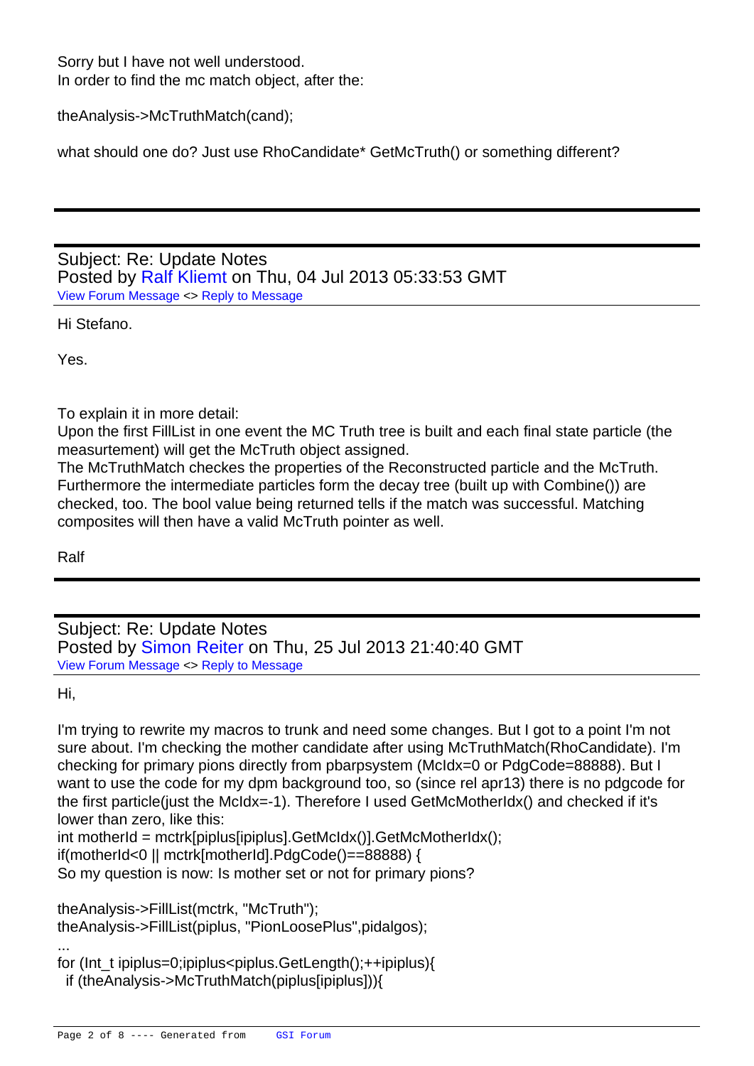Sorry but I have not well understood.
In order to find the mc match object, after the:

theAnalysis->McTruthMatch(cand);

what should one do? Just use RhoCandidate* GetMcTruth() or something different?

---

Subject: Re: Update Notes
Posted by Ralf Kliemt on Thu, 04 Jul 2013 05:33:53 GMT
View Forum Message <> Reply to Message

Hi Stefano.

Yes.

To explain it in more detail:
Upon the first FillList in one event the MC Truth tree is built and each final state particle (the measurtement) will get the McTruth object assigned.
The McTruthMatch checkes the properties of the Reconstructed particle and the McTruth. Furthermore the intermediate particles form the decay tree (built up with Combine()) are checked, too. The bool value being returned tells if the match was successful. Matching composites will then have a valid McTruth pointer as well.

Ralf

---

Subject: Re: Update Notes
Posted by Simon Reiter on Thu, 25 Jul 2013 21:40:40 GMT
View Forum Message <> Reply to Message

Hi,

I'm trying to rewrite my macros to trunk and need some changes. But I got to a point I'm not sure about. I'm checking the mother candidate after using McTruthMatch(RhoCandidate). I'm checking for primary pions directly from pbarpsystem (McIdx=0 or PdgCode=88888). But I want to use the code for my dpm background too, so (since rel apr13) there is no pdgcode for the first particle(just the McIdx=-1). Therefore I used GetMcMotherIdx() and checked if it's lower than zero, like this:
int motherId = mctrk[piplus[ipiplus].GetMcIdx()].GetMcMotherIdx();
if(motherId<0 || mctrk[motherId].PdgCode()==88888) {
So my question is now: Is mother set or not for primary pions?

```
theAnalysis->FillList(mctrk, "McTruth");
theAnalysis->FillList(piplus, "PionLoosePlus",pidalgos);
...
for (Int_t ipiplus=0;ipiplus<piplus.GetLength();++ipiplus){
  if (theAnalysis->McTruthMatch(piplus[ipiplus])){
```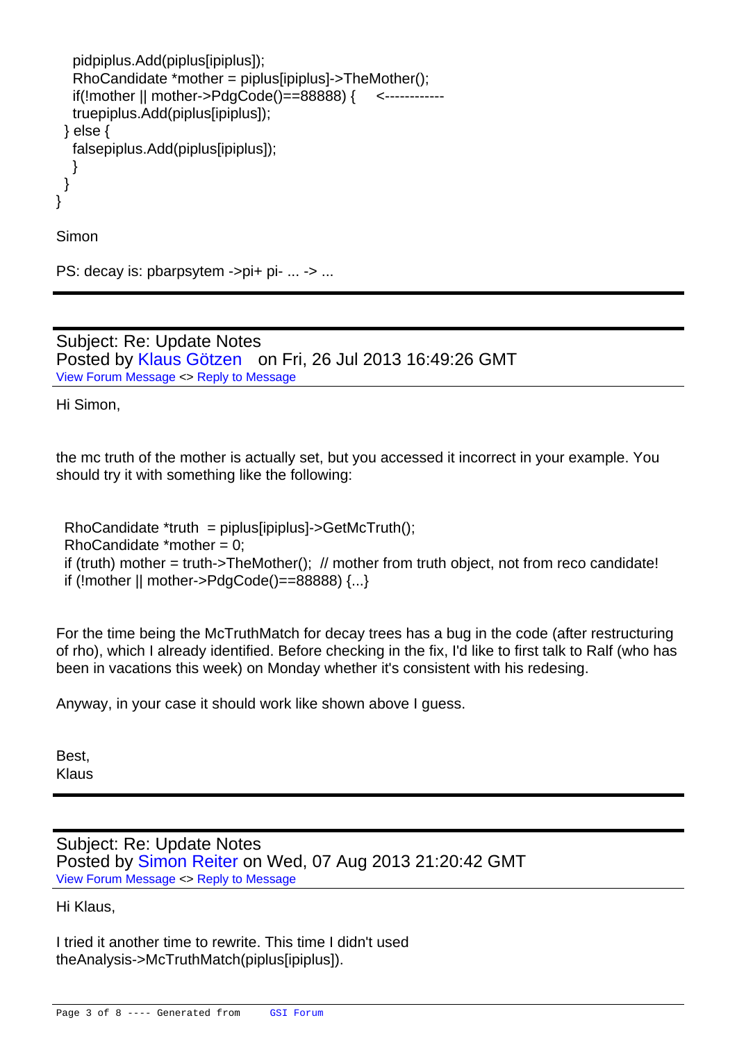```
    pidpiplus.Add(piplus[ipiplus]);
    RhoCandidate *mother = piplus[ipiplus]->TheMother();
    if(!mother || mother->PdgCode()==88888) {    <------------
    truepiplus.Add(piplus[ipiplus]);
  } else {
    falsepiplus.Add(piplus[ipiplus]);
    }
  }
}
```

Simon

PS: decay is: pbarpsytem ->pi+ pi- ... -> ...

---

Subject: Re: Update Notes
Posted by Klaus Götzen on Fri, 26 Jul 2013 16:49:26 GMT
View Forum Message <> Reply to Message

Hi Simon,

the mc truth of the mother is actually set, but you accessed it incorrect in your example. You should try it with something like the following:

```
  RhoCandidate *truth  = piplus[ipiplus]->GetMcTruth();
  RhoCandidate *mother = 0;
  if (truth) mother = truth->TheMother();  // mother from truth object, not from reco candidate!
  if (!mother || mother->PdgCode()==88888) {...}
```

For the time being the McTruthMatch for decay trees has a bug in the code (after restructuring of rho), which I already identified. Before checking in the fix, I'd like to first talk to Ralf (who has been in vacations this week) on Monday whether it's consistent with his redesing.

Anyway, in your case it should work like shown above I guess.

Best,
Klaus

---

Subject: Re: Update Notes
Posted by Simon Reiter on Wed, 07 Aug 2013 21:20:42 GMT
View Forum Message <> Reply to Message

Hi Klaus,

I tried it another time to rewrite. This time I didn't used theAnalysis->McTruthMatch(piplus[ipiplus]).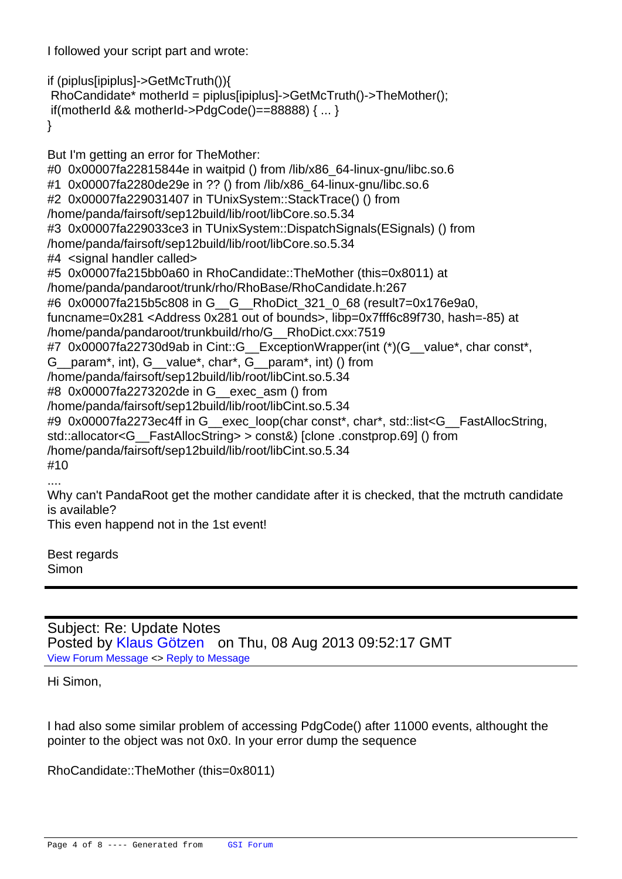I followed your script part and wrote:

```
if (piplus[ipiplus]->GetMcTruth()){
 RhoCandidate* motherId = piplus[ipiplus]->GetMcTruth()->TheMother();
 if(motherId && motherId->PdgCode()==88888) { ... }
}
```

But I'm getting an error for TheMother:

```
#0  0x00007fa22815844e in waitpid () from /lib/x86_64-linux-gnu/libc.so.6
#1  0x00007fa2280de29e in ?? () from /lib/x86_64-linux-gnu/libc.so.6
#2  0x00007fa229031407 in TUnixSystem::StackTrace() () from
/home/panda/fairsoft/sep12build/lib/root/libCore.so.5.34
#3  0x00007fa229033ce3 in TUnixSystem::DispatchSignals(ESignals) () from
/home/panda/fairsoft/sep12build/lib/root/libCore.so.5.34
#4  <signal handler called>
#5  0x00007fa215bb0a60 in RhoCandidate::TheMother (this=0x8011) at
/home/panda/pandaroot/trunk/rho/RhoBase/RhoCandidate.h:267
#6  0x00007fa215b5c808 in G__G__RhoDict_321_0_68 (result7=0x176e9a0,
funcname=0x281 <Address 0x281 out of bounds>, libp=0x7fff6c89f730, hash=-85) at
/home/panda/pandaroot/trunkbuild/rho/G__RhoDict.cxx:7519
#7  0x00007fa22730d9ab in Cint::G__ExceptionWrapper(int (*)(G__value*, char const*,
G__param*, int), G__value*, char*, G__param*, int) () from
/home/panda/fairsoft/sep12build/lib/root/libCint.so.5.34
#8  0x00007fa2273202de in G__exec_asm () from
/home/panda/fairsoft/sep12build/lib/root/libCint.so.5.34
#9  0x00007fa2273ec4ff in G__exec_loop(char const*, char*, std::list<G__FastAllocString,
std::allocator<G__FastAllocString> > const&) [clone .constprop.69] () from
/home/panda/fairsoft/sep12build/lib/root/libCint.so.5.34
#10
....
```

Why can't PandaRoot get the mother candidate after it is checked, that the mctruth candidate is available?
This even happend not in the 1st event!

Best regards
Simon

---

Subject: Re: Update Notes
Posted by Klaus Götzen on Thu, 08 Aug 2013 09:52:17 GMT
View Forum Message <> Reply to Message

Hi Simon,

I had also some similar problem of accessing PdgCode() after 11000 events, althought the pointer to the object was not 0x0. In your error dump the sequence

RhoCandidate::TheMother (this=0x8011)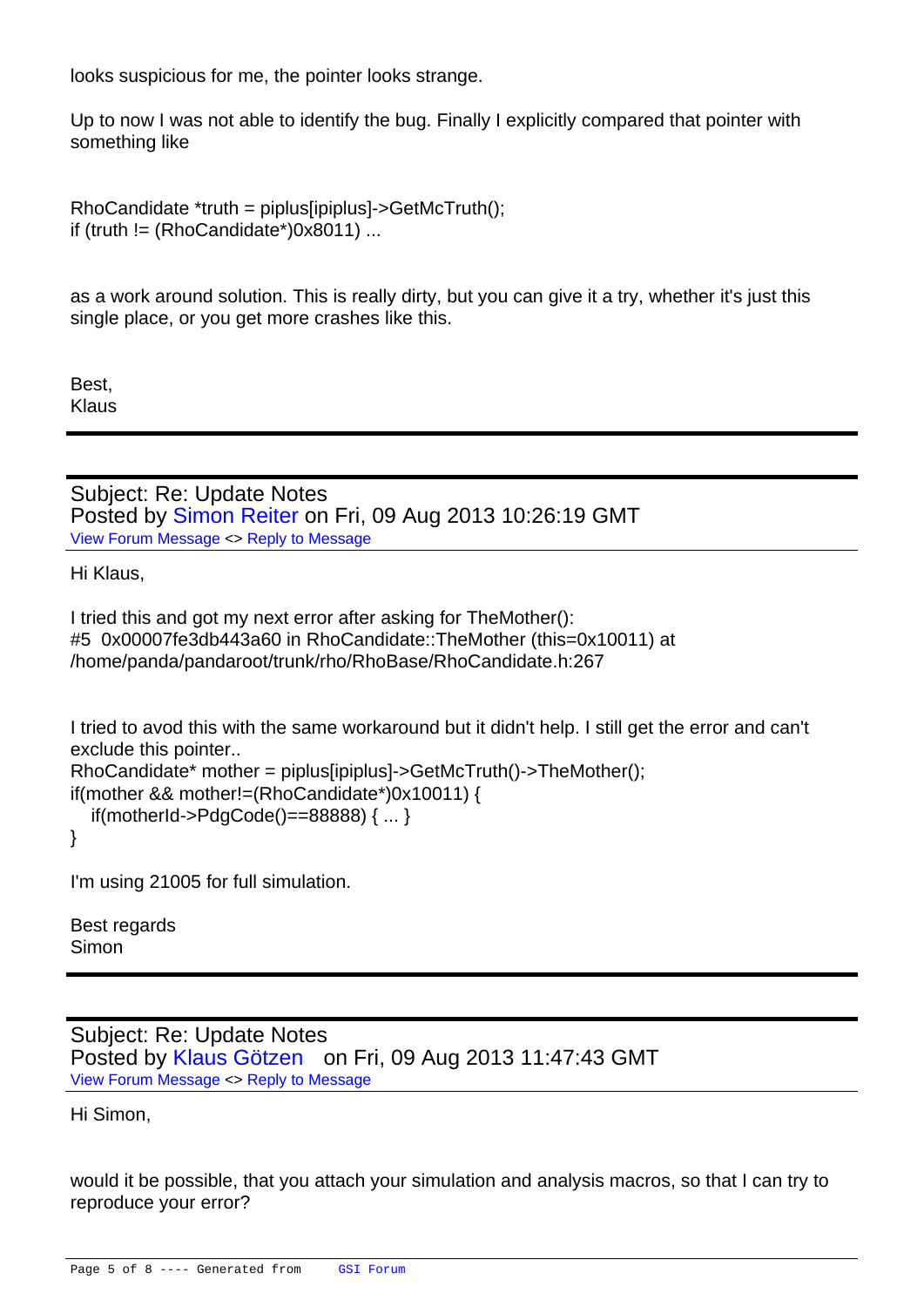looks suspicious for me, the pointer looks strange.

Up to now I was not able to identify the bug. Finally I explicitly compared that pointer with something like

```
RhoCandidate *truth = piplus[ipiplus]->GetMcTruth();
if (truth != (RhoCandidate*)0x8011) ...
```

as a work around solution. This is really dirty, but you can give it a try, whether it's just this single place, or you get more crashes like this.

Best,
Klaus

---

## Subject: Re: Update Notes
Posted by Simon Reiter on Fri, 09 Aug 2013 10:26:19 GMT
View Forum Message <> Reply to Message

Hi Klaus,

I tried this and got my next error after asking for TheMother():
#5  0x00007fe3db443a60 in RhoCandidate::TheMother (this=0x10011) at /home/panda/pandaroot/trunk/rho/RhoBase/RhoCandidate.h:267

I tried to avod this with the same workaround but it didn't help. I still get the error and can't exclude this pointer..

```
RhoCandidate* mother = piplus[ipiplus]->GetMcTruth()->TheMother();
if(mother && mother!=(RhoCandidate*)0x10011) {
   if(motherId->PdgCode()==88888) { ... }
}
```

I'm using 21005 for full simulation.

Best regards
Simon

---

## Subject: Re: Update Notes
Posted by Klaus Götzen on Fri, 09 Aug 2013 11:47:43 GMT
View Forum Message <> Reply to Message

Hi Simon,

would it be possible, that you attach your simulation and analysis macros, so that I can try to reproduce your error?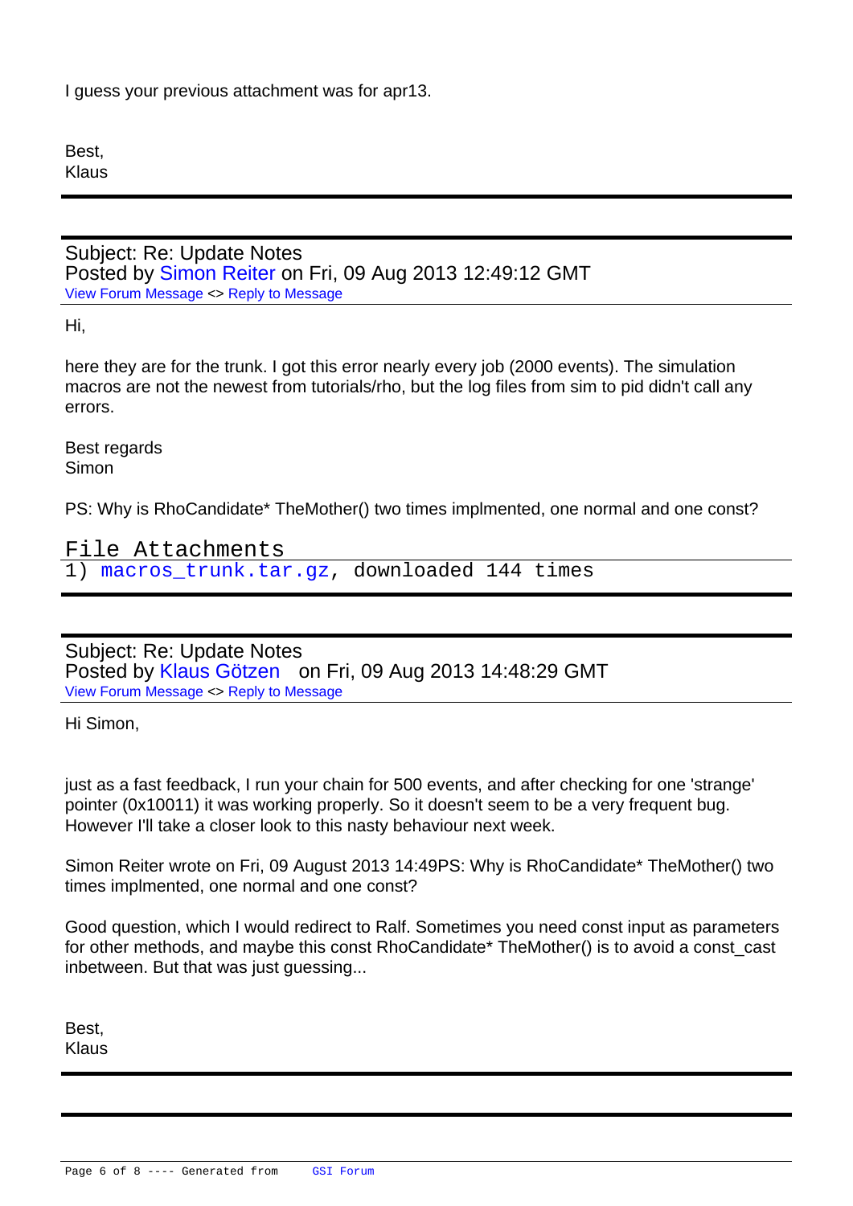I guess your previous attachment was for apr13.

Best,
Klaus

---

Subject: Re: Update Notes
Posted by Simon Reiter on Fri, 09 Aug 2013 12:49:12 GMT
View Forum Message <> Reply to Message

Hi,

here they are for the trunk. I got this error nearly every job (2000 events). The simulation macros are not the newest from tutorials/rho, but the log files from sim to pid didn't call any errors.

Best regards
Simon

PS: Why is RhoCandidate* TheMother() two times implmented, one normal and one const?

File Attachments
1) macros_trunk.tar.gz, downloaded 144 times

---

Subject: Re: Update Notes
Posted by Klaus Götzen on Fri, 09 Aug 2013 14:48:29 GMT
View Forum Message <> Reply to Message

Hi Simon,

just as a fast feedback, I run your chain for 500 events, and after checking for one 'strange' pointer (0x10011) it was working properly. So it doesn't seem to be a very frequent bug. However I'll take a closer look to this nasty behaviour next week.

Simon Reiter wrote on Fri, 09 August 2013 14:49PS: Why is RhoCandidate* TheMother() two times implmented, one normal and one const?

Good question, which I would redirect to Ralf. Sometimes you need const input as parameters for other methods, and maybe this const RhoCandidate* TheMother() is to avoid a const_cast inbetween. But that was just guessing...

Best,
Klaus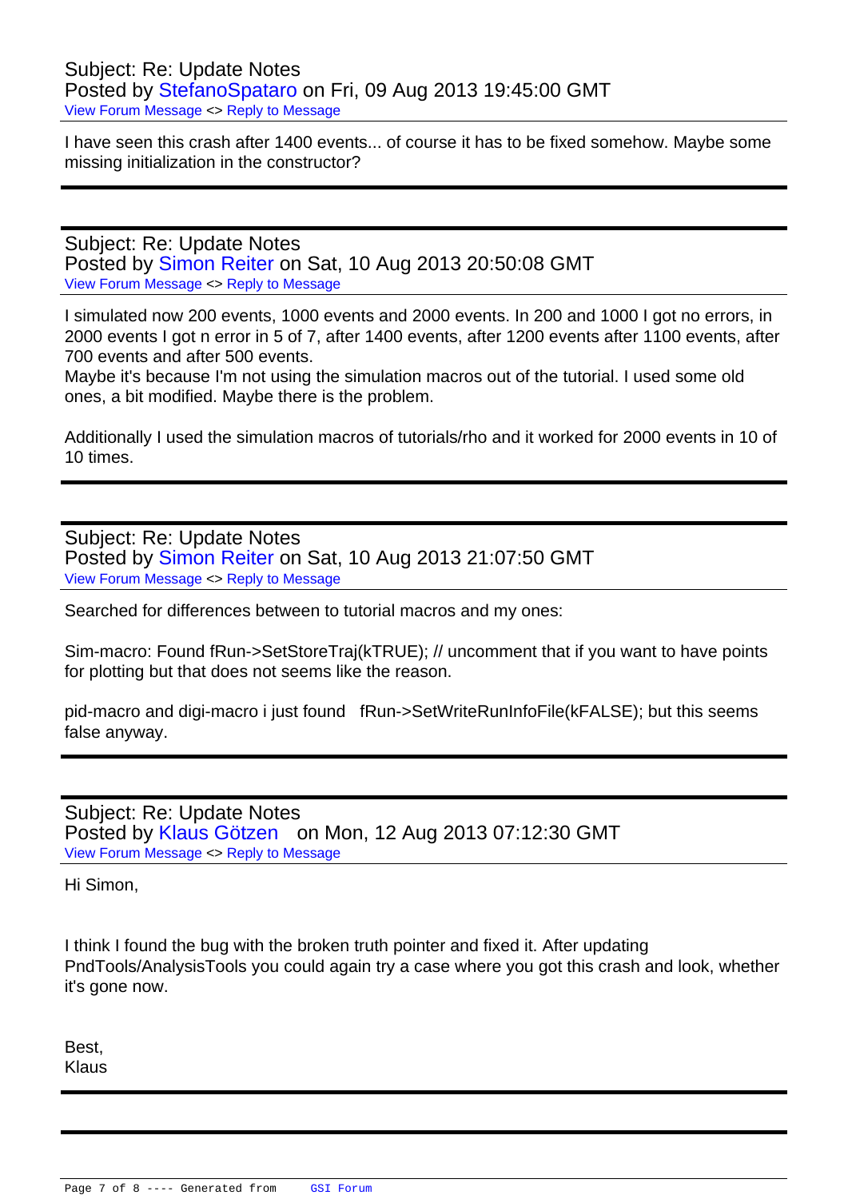Subject: Re: Update Notes
Posted by StefanoSpataro on Fri, 09 Aug 2013 19:45:00 GMT
View Forum Message <> Reply to Message

I have seen this crash after 1400 events... of course it has to be fixed somehow. Maybe some missing initialization in the constructor?

---

Subject: Re: Update Notes
Posted by Simon Reiter on Sat, 10 Aug 2013 20:50:08 GMT
View Forum Message <> Reply to Message

I simulated now 200 events, 1000 events and 2000 events. In 200 and 1000 I got no errors, in 2000 events I got n error in 5 of 7, after 1400 events, after 1200 events after 1100 events, after 700 events and after 500 events.
Maybe it's because I'm not using the simulation macros out of the tutorial. I used some old ones, a bit modified. Maybe there is the problem.

Additionally I used the simulation macros of tutorials/rho and it worked for 2000 events in 10 of 10 times.

---

Subject: Re: Update Notes
Posted by Simon Reiter on Sat, 10 Aug 2013 21:07:50 GMT
View Forum Message <> Reply to Message

Searched for differences between to tutorial macros and my ones:

Sim-macro: Found fRun->SetStoreTraj(kTRUE); // uncomment that if you want to have points for plotting but that does not seems like the reason.

pid-macro and digi-macro i just found  fRun->SetWriteRunInfoFile(kFALSE); but this seems false anyway.

---

Subject: Re: Update Notes
Posted by Klaus Götzen on Mon, 12 Aug 2013 07:12:30 GMT
View Forum Message <> Reply to Message

Hi Simon,

I think I found the bug with the broken truth pointer and fixed it. After updating PndTools/AnalysisTools you could again try a case where you got this crash and look, whether it's gone now.

Best,
Klaus

---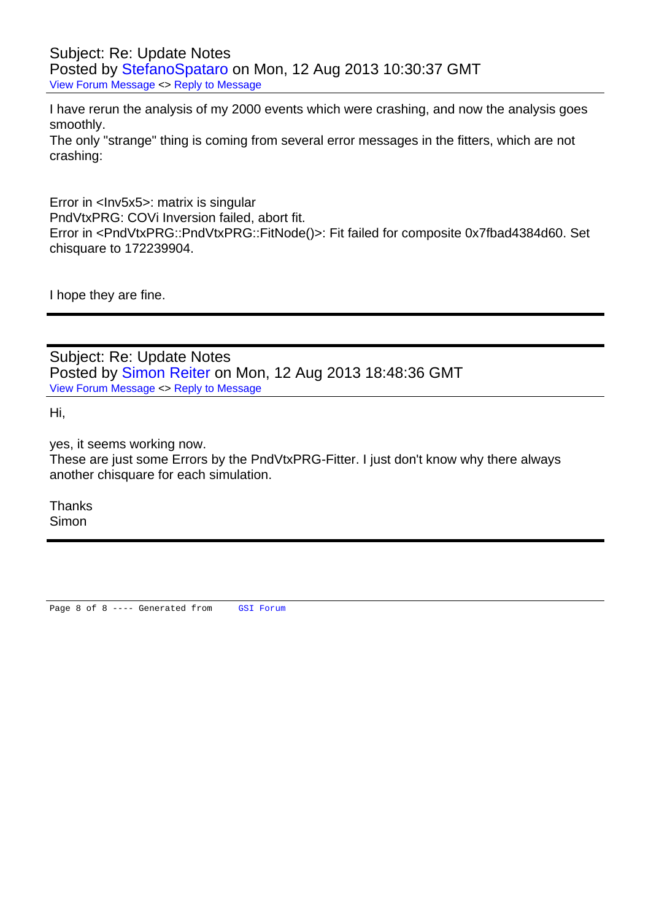Subject: Re: Update Notes
Posted by StefanoSpataro on Mon, 12 Aug 2013 10:30:37 GMT
View Forum Message <> Reply to Message

I have rerun the analysis of my 2000 events which were crashing, and now the analysis goes smoothly.
The only "strange" thing is coming from several error messages in the fitters, which are not crashing:

Error in <Inv5x5>: matrix is singular
PndVtxPRG: COVi Inversion failed, abort fit.
Error in <PndVtxPRG::PndVtxPRG::FitNode()>: Fit failed for composite 0x7fbad4384d60. Set chisquare to 172239904.

I hope they are fine.

---

Subject: Re: Update Notes
Posted by Simon Reiter on Mon, 12 Aug 2013 18:48:36 GMT
View Forum Message <> Reply to Message

Hi,

yes, it seems working now.
These are just some Errors by the PndVtxPRG-Fitter. I just don't know why there always another chisquare for each simulation.

Thanks
Simon